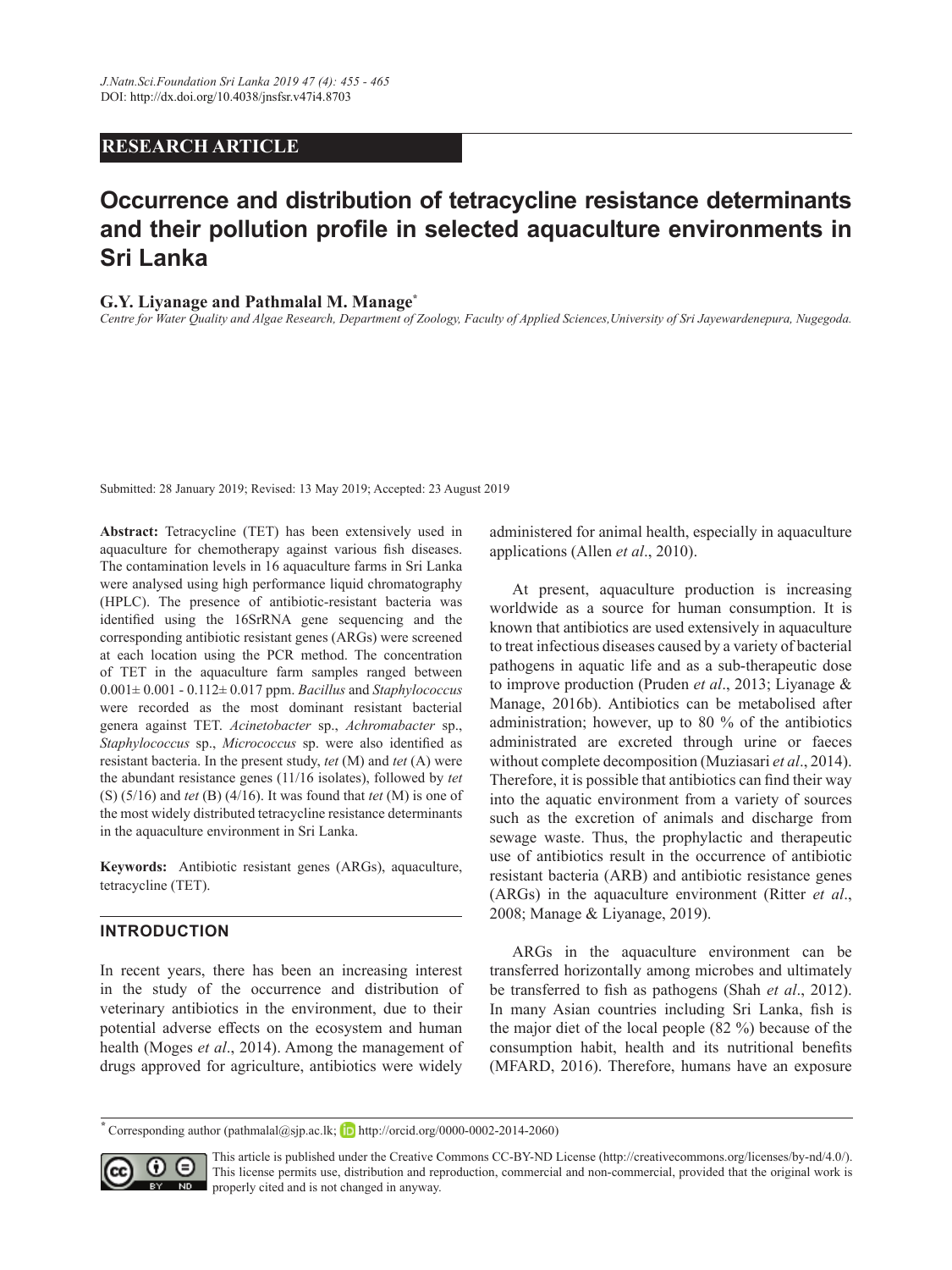RESEARCH ARTICLE

# Occurrence and distribution of tetracycline resistance determinants and their pollution profile in selected aquaculture environments in Sri Lanka

**G.Y. Liyanage and Pathmalal M. Manage***

*Centre for Water Quality and Algae Research, Department of Zoology, Faculty of Applied Sciences,University of Sri Jayewardenepura, Nugegoda.*

Submitted: 28 January 2019; Revised: 13 May 2019; Accepted: 23 August 2019

**Abstract:** Tetracycline (TET) has been extensively used in aquaculture for chemotherapy against various fish diseases. The contamination levels in 16 aquaculture farms in Sri Lanka were analysed using high performance liquid chromatography (HPLC). The presence of antibiotic-resistant bacteria was identified using the 16SrRNA gene sequencing and the corresponding antibiotic resistant genes (ARGs) were screened at each location using the PCR method. The concentration of TET in the aquaculture farm samples ranged between 0.001± 0.001 - 0.112± 0.017 ppm. *Bacillus* and *Staphylococcus* were recorded as the most dominant resistant bacterial genera against TET. *Acinetobacter* sp., *Achromabacter* sp., *Staphylococcus* sp., *Micrococcus* sp. were also identified as resistant bacteria. In the present study, *tet* (M) and *tet* (A) were the abundant resistance genes (11/16 isolates), followed by *tet* (S) (5/16) and *tet* (B) (4/16). It was found that *tet* (M) is one of the most widely distributed tetracycline resistance determinants in the aquaculture environment in Sri Lanka.

**Keywords:** Antibiotic resistant genes (ARGs), aquaculture, tetracycline (TET).

## INTRODUCTION

In recent years, there has been an increasing interest in the study of the occurrence and distribution of veterinary antibiotics in the environment, due to their potential adverse effects on the ecosystem and human health (Moges *et al*., 2014). Among the management of drugs approved for agriculture, antibiotics were widely administered for animal health, especially in aquaculture applications (Allen *et al*., 2010).

At present, aquaculture production is increasing worldwide as a source for human consumption. It is known that antibiotics are used extensively in aquaculture to treat infectious diseases caused by a variety of bacterial pathogens in aquatic life and as a sub-therapeutic dose to improve production (Pruden *et al*., 2013; Liyanage & Manage, 2016b). Antibiotics can be metabolised after administration; however, up to 80 % of the antibiotics administrated are excreted through urine or faeces without complete decomposition (Muziasari *et al*., 2014). Therefore, it is possible that antibiotics can find their way into the aquatic environment from a variety of sources such as the excretion of animals and discharge from sewage waste. Thus, the prophylactic and therapeutic use of antibiotics result in the occurrence of antibiotic resistant bacteria (ARB) and antibiotic resistance genes (ARGs) in the aquaculture environment (Ritter *et al*., 2008; Manage & Liyanage, 2019).

ARGs in the aquaculture environment can be transferred horizontally among microbes and ultimately be transferred to fish as pathogens (Shah *et al*., 2012). In many Asian countries including Sri Lanka, fish is the major diet of the local people (82 %) because of the consumption habit, health and its nutritional benefits (MFARD, 2016). Therefore, humans have an exposure

* Corresponding author (pathmalal@sjp.ac.lk; http://orcid.org/0000-0002-2014-2060)

This article is published under the Creative Commons CC-BY-ND License (http://creativecommons.org/licenses/by-nd/4.0/). This license permits use, distribution and reproduction, commercial and non-commercial, provided that the original work is properly cited and is not changed in anyway.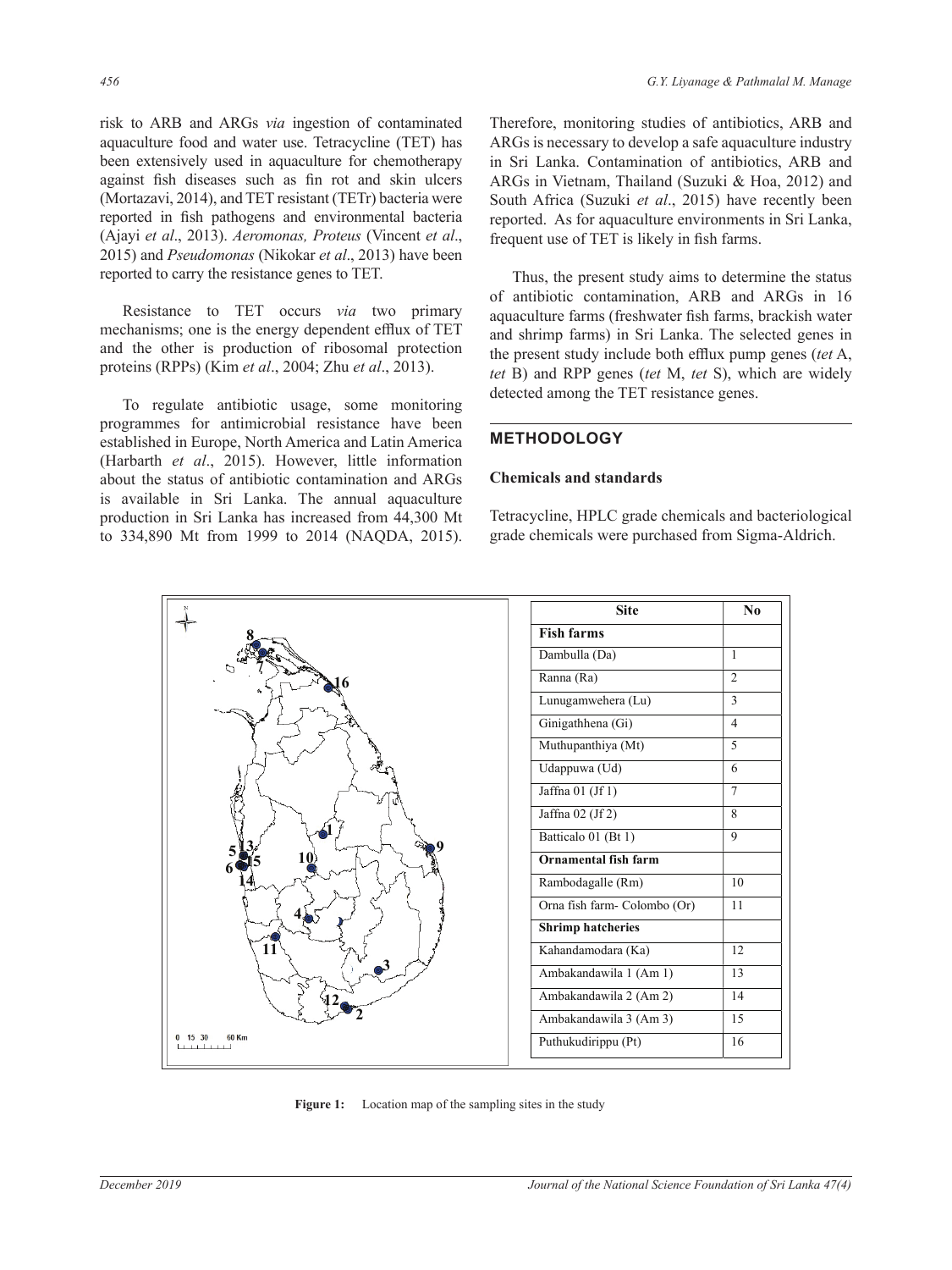risk to ARB and ARGs *via* ingestion of contaminated aquaculture food and water use. Tetracycline (TET) has been extensively used in aquaculture for chemotherapy against fish diseases such as fin rot and skin ulcers (Mortazavi, 2014), and TET resistant (TETr) bacteria were reported in fish pathogens and environmental bacteria (Ajayi *et al*., 2013). *Aeromonas, Proteus* (Vincent *et al*., 2015) and *Pseudomonas* (Nikokar *et al*., 2013) have been reported to carry the resistance genes to TET.

Resistance to TET occurs *via* two primary mechanisms; one is the energy dependent efflux of TET and the other is production of ribosomal protection proteins (RPPs) (Kim *et al*., 2004; Zhu *et al*., 2013).

To regulate antibiotic usage, some monitoring programmes for antimicrobial resistance have been established in Europe, North America and Latin America (Harbarth *et al*., 2015). However, little information about the status of antibiotic contamination and ARGs is available in Sri Lanka. The annual aquaculture production in Sri Lanka has increased from 44,300 Mt to 334,890 Mt from 1999 to 2014 (NAQDA, 2015). Therefore, monitoring studies of antibiotics, ARB and ARGs is necessary to develop a safe aquaculture industry in Sri Lanka. Contamination of antibiotics, ARB and ARGs in Vietnam, Thailand (Suzuki & Hoa, 2012) and South Africa (Suzuki *et al*., 2015) have recently been reported. As for aquaculture environments in Sri Lanka, frequent use of TET is likely in fish farms.

Thus, the present study aims to determine the status of antibiotic contamination, ARB and ARGs in 16 aquaculture farms (freshwater fish farms, brackish water and shrimp farms) in Sri Lanka. The selected genes in the present study include both efflux pump genes (*tet* A, *tet* B) and RPP genes (*tet* M, *tet* S), which are widely detected among the TET resistance genes.

## METHODOLOGY

### Chemicals and standards

Tetracycline, HPLC grade chemicals and bacteriological grade chemicals were purchased from Sigma-Aldrich.

| Site | No |
|---|---|
| **Fish farms** | |
| Dambulla (Da) | 1 |
| Ranna (Ra) | 2 |
| Lunugamwehera (Lu) | 3 |
| Ginigathhena (Gi) | 4 |
| Muthupanthiya (Mt) | 5 |
| Udappuwa (Ud) | 6 |
| Jaffna 01 (Jf 1) | 7 |
| Jaffna 02 (Jf 2) | 8 |
| Batticalo 01 (Bt 1) | 9 |
| **Ornamental fish farm** | |
| Rambodagalle (Rm) | 10 |
| Orna fish farm- Colombo (Or) | 11 |
| **Shrimp hatcheries** | |
| Kahandamodara (Ka) | 12 |
| Ambakandawila 1 (Am 1) | 13 |
| Ambakandawila 2 (Am 2) | 14 |
| Ambakandawila 3 (Am 3) | 15 |
| Puthukudirippu (Pt) | 16 |

**Figure 1:** Location map of the sampling sites in the study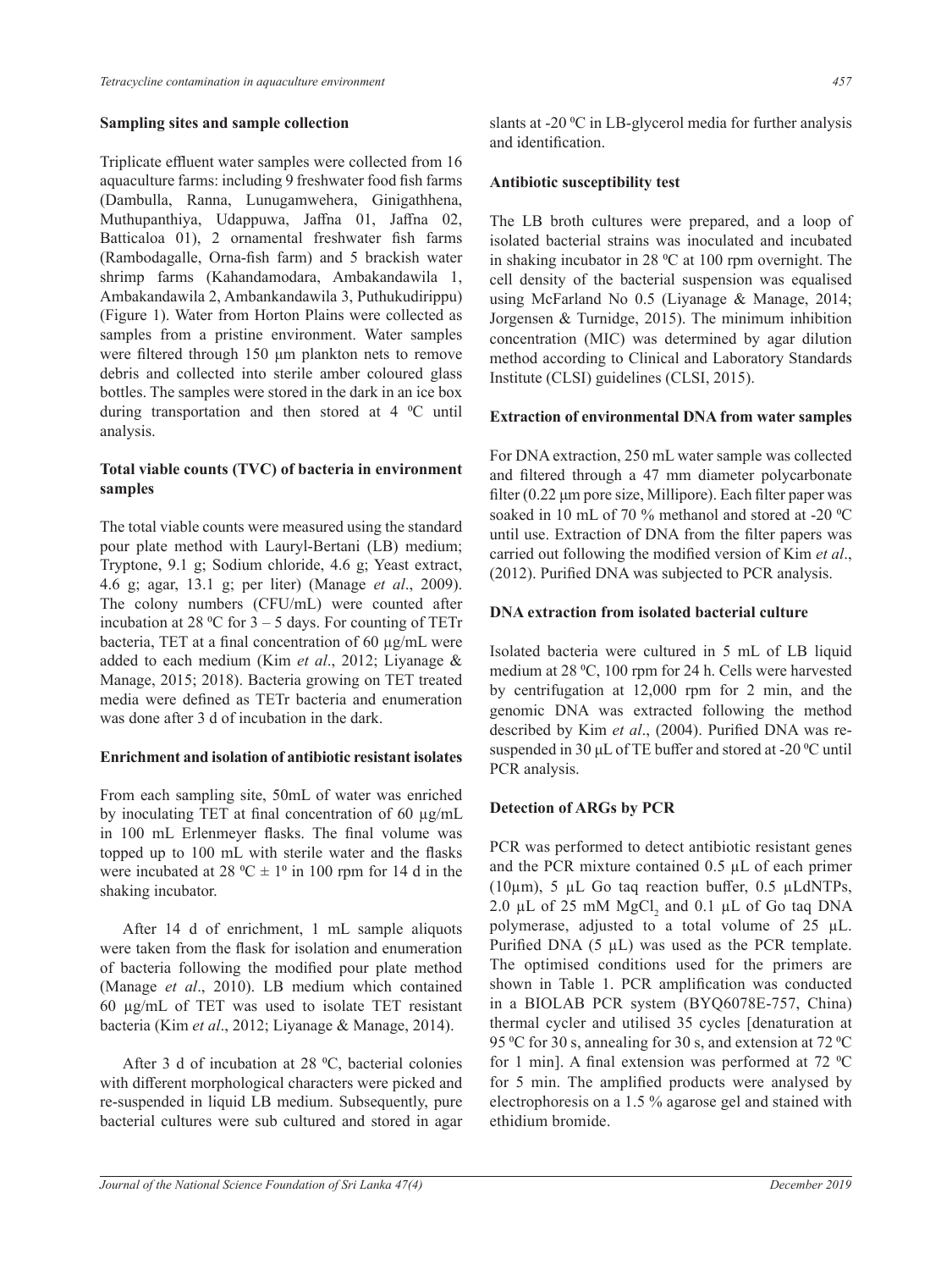## Sampling sites and sample collection

Triplicate effluent water samples were collected from 16 aquaculture farms: including 9 freshwater food fish farms (Dambulla, Ranna, Lunugamwehera, Ginigathhena, Muthupanthiya, Udappuwa, Jaffna 01, Jaffna 02, Batticaloa 01), 2 ornamental freshwater fish farms (Rambodagalle, Orna-fish farm) and 5 brackish water shrimp farms (Kahandamodara, Ambakandawila 1, Ambakandawila 2, Ambankandawila 3, Puthukudirippu) (Figure 1). Water from Horton Plains were collected as samples from a pristine environment. Water samples were filtered through 150 µm plankton nets to remove debris and collected into sterile amber coloured glass bottles. The samples were stored in the dark in an ice box during transportation and then stored at 4 $^{0}$C until analysis.

## Total viable counts (TVC) of bacteria in environment samples

The total viable counts were measured using the standard pour plate method with Lauryl-Bertani (LB) medium; Tryptone, 9.1 g; Sodium chloride, 4.6 g; Yeast extract, 4.6 g; agar, 13.1 g; per liter) (Manage *et al*., 2009). The colony numbers (CFU/mL) were counted after incubation at 28 $^{0}$C for 3 – 5 days. For counting of TETr bacteria, TET at a final concentration of 60 µg/mL were added to each medium (Kim *et al*., 2012; Liyanage & Manage, 2015; 2018). Bacteria growing on TET treated media were defined as TETr bacteria and enumeration was done after 3 d of incubation in the dark.

## Enrichment and isolation of antibiotic resistant isolates

From each sampling site, 50mL of water was enriched by inoculating TET at final concentration of 60 µg/mL in 100 mL Erlenmeyer flasks. The final volume was topped up to 100 mL with sterile water and the flasks were incubated at 28 $^{0}$C ± 1$^{0}$ in 100 rpm for 14 d in the shaking incubator.

After 14 d of enrichment, 1 mL sample aliquots were taken from the flask for isolation and enumeration of bacteria following the modified pour plate method (Manage *et al*., 2010). LB medium which contained 60 µg/mL of TET was used to isolate TET resistant bacteria (Kim *et al*., 2012; Liyanage & Manage, 2014).

After 3 d of incubation at 28 $^{0}$C, bacterial colonies with different morphological characters were picked and re-suspended in liquid LB medium. Subsequently, pure bacterial cultures were sub cultured and stored in agar slants at -20 $^{0}$C in LB-glycerol media for further analysis and identification.

## Antibiotic susceptibility test

The LB broth cultures were prepared, and a loop of isolated bacterial strains was inoculated and incubated in shaking incubator in 28 $^{0}$C at 100 rpm overnight. The cell density of the bacterial suspension was equalised using McFarland No 0.5 (Liyanage & Manage, 2014; Jorgensen & Turnidge, 2015). The minimum inhibition concentration (MIC) was determined by agar dilution method according to Clinical and Laboratory Standards Institute (CLSI) guidelines (CLSI, 2015).

## Extraction of environmental DNA from water samples

For DNA extraction, 250 mL water sample was collected and filtered through a 47 mm diameter polycarbonate filter (0.22 µm pore size, Millipore). Each filter paper was soaked in 10 mL of 70 % methanol and stored at -20 $^{0}$C until use. Extraction of DNA from the filter papers was carried out following the modified version of Kim *et al*., (2012). Purified DNA was subjected to PCR analysis.

## DNA extraction from isolated bacterial culture

Isolated bacteria were cultured in 5 mL of LB liquid medium at 28 $^{0}$C, 100 rpm for 24 h. Cells were harvested by centrifugation at 12,000 rpm for 2 min, and the genomic DNA was extracted following the method described by Kim *et al*., (2004). Purified DNA was re-suspended in 30 µL of TE buffer and stored at -20 $^{0}$C until PCR analysis.

## Detection of ARGs by PCR

PCR was performed to detect antibiotic resistant genes and the PCR mixture contained 0.5 µL of each primer (10µm), 5 µL Go taq reaction buffer, 0.5 µLdNTPs, 2.0 µL of 25 mM $MgCl_2$ and 0.1 µL of Go taq DNA polymerase, adjusted to a total volume of 25 µL. Purified DNA (5 µL) was used as the PCR template. The optimised conditions used for the primers are shown in Table 1. PCR amplification was conducted in a BIOLAB PCR system (BYQ6078E-757, China) thermal cycler and utilised 35 cycles [denaturation at 95 $^{0}$C for 30 s, annealing for 30 s, and extension at 72 $^{0}$C for 1 min]. A final extension was performed at 72 $^{0}$C for 5 min. The amplified products were analysed by electrophoresis on a 1.5 % agarose gel and stained with ethidium bromide.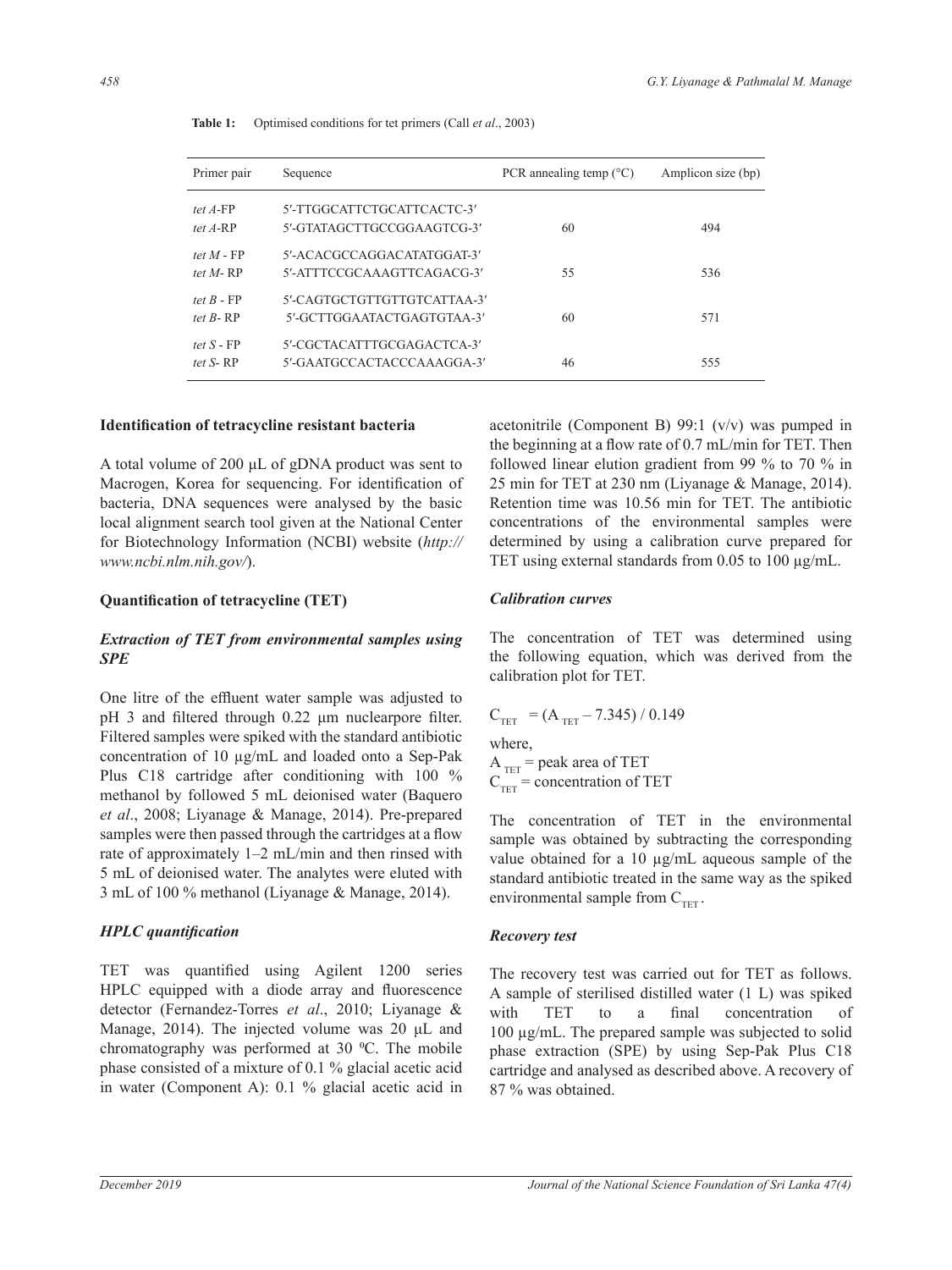**Table 1:** Optimised conditions for tet primers (Call *et al*., 2003)

| Primer pair | Sequence | PCR annealing temp (°C) | Amplicon size (bp) |
|---|---|---|---|
| *tet A*-FP | 5′-TTGGCATTCTGCATTCACTC-3′ | | |
| *tet A*-RP | 5′-GTATAGCTTGCCGGAAGTCG-3′ | 60 | 494 |
| *tet M* - FP | 5′-ACACGCCAGGACATATGGAT-3′ | | |
| *tet M*- RP | 5′-ATTTCCGCAAAGTTCAGACG-3′ | 55 | 536 |
| *tet B* - FP | 5′-CAGTGCTGTTGTTGTCATTAA-3′ | | |
| *tet B*- RP | 5′-GCTTGGAATACTGAGTGTAA-3′ | 60 | 571 |
| *tet S* - FP | 5′-CGCTACATTTGCGAGACTCA-3′ | | |
| *tet S*- RP | 5′-GAATGCCACTACCCAAAGGA-3′ | 46 | 555 |

## Identification of tetracycline resistant bacteria

A total volume of 200 µL of gDNA product was sent to Macrogen, Korea for sequencing. For identification of bacteria, DNA sequences were analysed by the basic local alignment search tool given at the National Center for Biotechnology Information (NCBI) website (*http://www.ncbi.nlm.nih.gov/*).

## Quantification of tetracycline (TET)

### *Extraction of TET from environmental samples using SPE*

One litre of the effluent water sample was adjusted to pH 3 and filtered through 0.22 µm nuclearpore filter. Filtered samples were spiked with the standard antibiotic concentration of 10 µg/mL and loaded onto a Sep-Pak Plus C18 cartridge after conditioning with 100 % methanol by followed 5 mL deionised water (Baquero *et al*., 2008; Liyanage & Manage, 2014). Pre-prepared samples were then passed through the cartridges at a flow rate of approximately 1–2 mL/min and then rinsed with 5 mL of deionised water. The analytes were eluted with 3 mL of 100 % methanol (Liyanage & Manage, 2014).

### *HPLC quantification*

TET was quantified using Agilent 1200 series HPLC equipped with a diode array and fluorescence detector (Fernandez-Torres *et al*., 2010; Liyanage & Manage, 2014). The injected volume was 20 µL and chromatography was performed at 30 ºC. The mobile phase consisted of a mixture of 0.1 % glacial acetic acid in water (Component A): 0.1 % glacial acetic acid in acetonitrile (Component B) 99:1 (v/v) was pumped in the beginning at a flow rate of 0.7 mL/min for TET. Then followed linear elution gradient from 99 % to 70 % in 25 min for TET at 230 nm (Liyanage & Manage, 2014). Retention time was 10.56 min for TET. The antibiotic concentrations of the environmental samples were determined by using a calibration curve prepared for TET using external standards from 0.05 to 100 µg/mL.

### *Calibration curves*

The concentration of TET was determined using the following equation, which was derived from the calibration plot for TET.

$$C_{TET} = (A_{TET} - 7.345) / 0.149$$

where,
$A_{TET}$ = peak area of TET
$C_{TET}$ = concentration of TET

The concentration of TET in the environmental sample was obtained by subtracting the corresponding value obtained for a 10 µg/mL aqueous sample of the standard antibiotic treated in the same way as the spiked environmental sample from $C_{TET}$.

### *Recovery test*

The recovery test was carried out for TET as follows. A sample of sterilised distilled water (1 L) was spiked with TET to a final concentration of 100 µg/mL. The prepared sample was subjected to solid phase extraction (SPE) by using Sep-Pak Plus C18 cartridge and analysed as described above. A recovery of 87 % was obtained.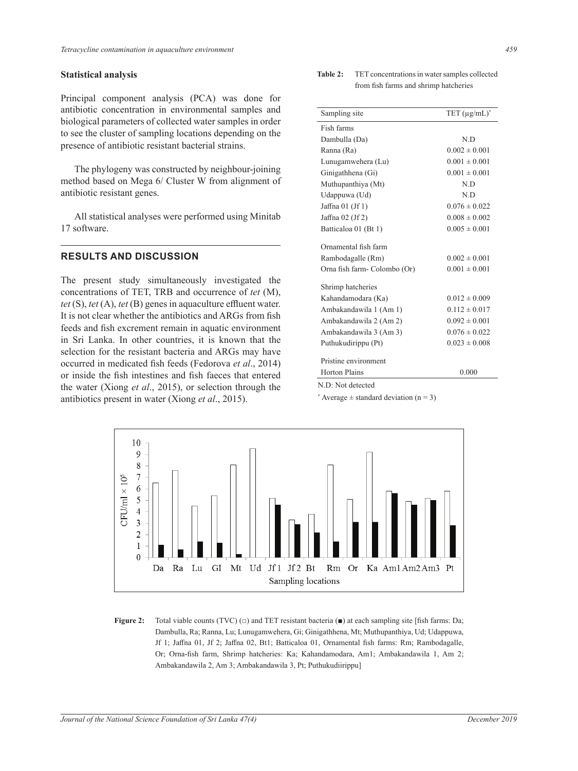## Statistical analysis

Principal component analysis (PCA) was done for antibiotic concentration in environmental samples and biological parameters of collected water samples in order to see the cluster of sampling locations depending on the presence of antibiotic resistant bacterial strains.

The phylogeny was constructed by neighbour-joining method based on Mega 6/ Cluster W from alignment of antibiotic resistant genes.

All statistical analyses were performed using Minitab 17 software.

## RESULTS AND DISCUSSION

The present study simultaneously investigated the concentrations of TET, TRB and occurrence of *tet* (M), *tet* (S), *tet* (A), *tet* (B) genes in aquaculture effluent water. It is not clear whether the antibiotics and ARGs from fish feeds and fish excrement remain in aquatic environment in Sri Lanka. In other countries, it is known that the selection for the resistant bacteria and ARGs may have occurred in medicated fish feeds (Fedorova *et al*., 2014) or inside the fish intestines and fish faeces that entered the water (Xiong *et al*., 2015), or selection through the antibiotics present in water (Xiong *et al*., 2015).

**Table 2:** TET concentrations in water samples collected from fish farms and shrimp hatcheries

| Sampling site | TET (μg/mL)* |
|---|---|
| Fish farms | |
| Dambulla (Da) | N.D |
| Ranna (Ra) | 0.002 ± 0.001 |
| Lunugamwehera (Lu) | 0.001 ± 0.001 |
| Ginigathhena (Gi) | 0.001 ± 0.001 |
| Muthupanthiya (Mt) | N.D |
| Udappuwa (Ud) | N.D |
| Jaffna 01 (Jf 1) | 0.076 ± 0.022 |
| Jaffna 02 (Jf 2) | 0.008 ± 0.002 |
| Batticaloa 01 (Bt 1) | 0.005 ± 0.001 |
| Ornamental fish farm | |
| Rambodagalle (Rm) | 0.002 ± 0.001 |
| Orna fish farm- Colombo (Or) | 0.001 ± 0.001 |
| Shrimp hatcheries | |
| Kahandamodara (Ka) | 0.012 ± 0.009 |
| Ambakandawila 1 (Am 1) | 0.112 ± 0.017 |
| Ambakandawila 2 (Am 2) | 0.092 ± 0.001 |
| Ambakandawila 3 (Am 3) | 0.076 ± 0.022 |
| Puthukudirippu (Pt) | 0.023 ± 0.008 |
| Pristine environment | |
| Horton Plains | 0.000 |

N.D: Not detected

\* Average ± standard deviation (n = 3)

**Figure 2:** Total viable counts (TVC) (□) and TET resistant bacteria (■) at each sampling site [fish farms: Da; Dambulla, Ra; Ranna, Lu; Lunugamwehera, Gi; Ginigathhena, Mt; Muthupanthiya, Ud; Udappuwa, Jf 1; Jaffna 01, Jf 2; Jaffna 02, Bt1; Batticaloa 01, Ornamental fish farms: Rm; Rambodagalle, Or; Orna-fish farm, Shrimp hatcheries: Ka; Kahandamodara, Am1; Ambakandawila 1, Am 2; Ambakandawila 2, Am 3; Ambakandawila 3, Pt; Puthukudiirippu]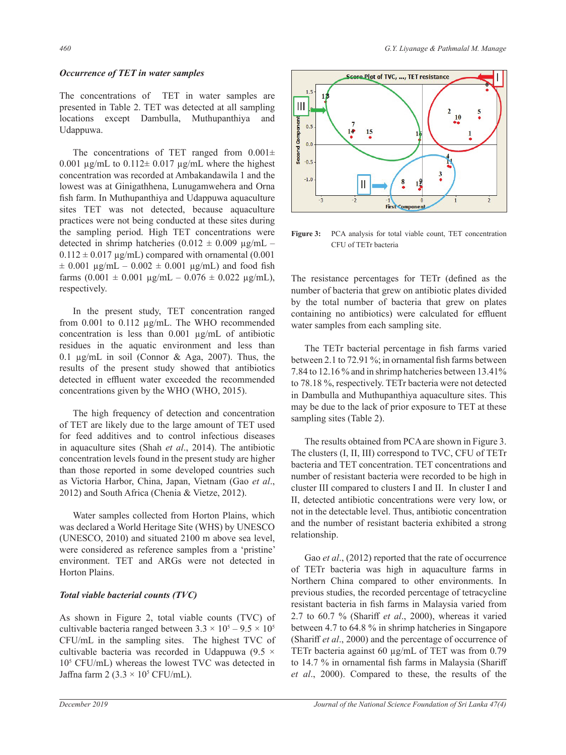### *Occurrence of TET in water samples*

The concentrations of TET in water samples are presented in Table 2. TET was detected at all sampling locations except Dambulla, Muthupanthiya and Udappuwa.

The concentrations of TET ranged from 0.001± 0.001 µg/mL to 0.112± 0.017 µg/mL where the highest concentration was recorded at Ambakandawila 1 and the lowest was at Ginigathhena, Lunugamwehera and Orna fish farm. In Muthupanthiya and Udappuwa aquaculture sites TET was not detected, because aquaculture practices were not being conducted at these sites during the sampling period. High TET concentrations were detected in shrimp hatcheries (0.012 ± 0.009 µg/mL – 0.112 ± 0.017 µg/mL) compared with ornamental (0.001 ± 0.001 µg/mL – 0.002 ± 0.001 µg/mL) and food fish farms (0.001 ± 0.001 µg/mL – 0.076 ± 0.022 µg/mL), respectively.

In the present study, TET concentration ranged from 0.001 to 0.112 µg/mL. The WHO recommended concentration is less than 0.001 µg/mL of antibiotic residues in the aquatic environment and less than 0.1 µg/mL in soil (Connor & Aga, 2007). Thus, the results of the present study showed that antibiotics detected in effluent water exceeded the recommended concentrations given by the WHO (WHO, 2015).

The high frequency of detection and concentration of TET are likely due to the large amount of TET used for feed additives and to control infectious diseases in aquaculture sites (Shah *et al*., 2014). The antibiotic concentration levels found in the present study are higher than those reported in some developed countries such as Victoria Harbor, China, Japan, Vietnam (Gao *et al*., 2012) and South Africa (Chenia & Vietze, 2012).

Water samples collected from Horton Plains, which was declared a World Heritage Site (WHS) by UNESCO (UNESCO, 2010) and situated 2100 m above sea level, were considered as reference samples from a 'pristine' environment. TET and ARGs were not detected in Horton Plains.

### *Total viable bacterial counts (TVC)*

As shown in Figure 2, total viable counts (TVC) of cultivable bacteria ranged between $3.3 \times 10^5$ – $9.5 \times 10^5$ CFU/mL in the sampling sites. The highest TVC of cultivable bacteria was recorded in Udappuwa ($9.5 \times 10^5$ CFU/mL) whereas the lowest TVC was detected in Jaffna farm 2 ($3.3 \times 10^5$ CFU/mL).

**Figure 3:** PCA analysis for total viable count, TET concentration CFU of TETr bacteria

The resistance percentages for TETr (defined as the number of bacteria that grew on antibiotic plates divided by the total number of bacteria that grew on plates containing no antibiotics) were calculated for effluent water samples from each sampling site.

The TETr bacterial percentage in fish farms varied between 2.1 to 72.91 %; in ornamental fish farms between 7.84 to 12.16 % and in shrimp hatcheries between 13.41% to 78.18 %, respectively. TETr bacteria were not detected in Dambulla and Muthupanthiya aquaculture sites. This may be due to the lack of prior exposure to TET at these sampling sites (Table 2).

The results obtained from PCA are shown in Figure 3. The clusters (I, II, III) correspond to TVC, CFU of TETr bacteria and TET concentration. TET concentrations and number of resistant bacteria were recorded to be high in cluster III compared to clusters I and II. In cluster I and II, detected antibiotic concentrations were very low, or not in the detectable level. Thus, antibiotic concentration and the number of resistant bacteria exhibited a strong relationship.

Gao *et al*., (2012) reported that the rate of occurrence of TETr bacteria was high in aquaculture farms in Northern China compared to other environments. In previous studies, the recorded percentage of tetracycline resistant bacteria in fish farms in Malaysia varied from 2.7 to 60.7 % (Shariff *et al*., 2000), whereas it varied between 4.7 to 64.8 % in shrimp hatcheries in Singapore (Shariff *et al*., 2000) and the percentage of occurrence of TETr bacteria against 60 µg/mL of TET was from 0.79 to 14.7 % in ornamental fish farms in Malaysia (Shariff *et al*., 2000). Compared to these, the results of the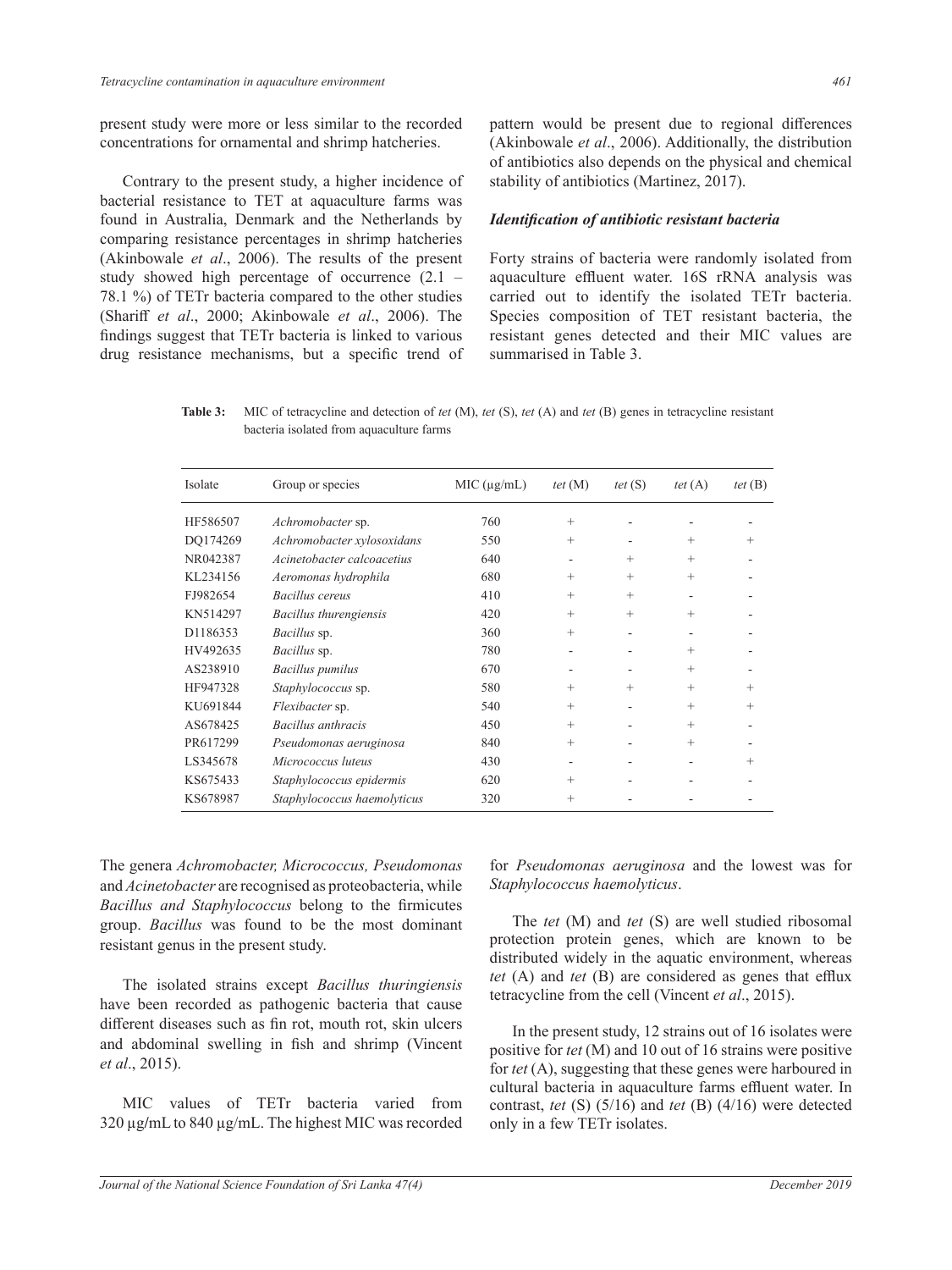present study were more or less similar to the recorded concentrations for ornamental and shrimp hatcheries.

Contrary to the present study, a higher incidence of bacterial resistance to TET at aquaculture farms was found in Australia, Denmark and the Netherlands by comparing resistance percentages in shrimp hatcheries (Akinbowale *et al*., 2006). The results of the present study showed high percentage of occurrence (2.1 – 78.1 %) of TETr bacteria compared to the other studies (Shariff *et al*., 2000; Akinbowale *et al*., 2006). The findings suggest that TETr bacteria is linked to various drug resistance mechanisms, but a specific trend of pattern would be present due to regional differences (Akinbowale *et al*., 2006). Additionally, the distribution of antibiotics also depends on the physical and chemical stability of antibiotics (Martinez, 2017).

### *Identification of antibiotic resistant bacteria*

Forty strains of bacteria were randomly isolated from aquaculture effluent water. 16S rRNA analysis was carried out to identify the isolated TETr bacteria. Species composition of TET resistant bacteria, the resistant genes detected and their MIC values are summarised in Table 3.

**Table 3:** MIC of tetracycline and detection of *tet* (M), *tet* (S), *tet* (A) and *tet* (B) genes in tetracycline resistant bacteria isolated from aquaculture farms

| Isolate | Group or species | MIC (µg/mL) | *tet* (M) | *tet* (S) | *tet* (A) | *tet* (B) |
|---|---|---|---|---|---|---|
| HF586507 | *Achromobacter* sp. | 760 | + | - | - | - |
| DQ174269 | *Achromobacter xylosoxidans* | 550 | + | - | + | + |
| NR042387 | *Acinetobacter calcoacetius* | 640 | - | + | + | - |
| KL234156 | *Aeromonas hydrophila* | 680 | + | + | + | - |
| FJ982654 | *Bacillus cereus* | 410 | + | + | - | - |
| KN514297 | *Bacillus thurengiensis* | 420 | + | + | + | - |
| D1186353 | *Bacillus* sp. | 360 | + | - | - | - |
| HV492635 | *Bacillus* sp. | 780 | - | - | + | - |
| AS238910 | *Bacillus pumilus* | 670 | - | - | + | - |
| HF947328 | *Staphylococcus* sp. | 580 | + | + | + | + |
| KU691844 | *Flexibacter* sp. | 540 | + | - | + | + |
| AS678425 | *Bacillus anthracis* | 450 | + | - | + | - |
| PR617299 | *Pseudomonas aeruginosa* | 840 | + | - | + | - |
| LS345678 | *Micrococcus luteus* | 430 | - | - | - | + |
| KS675433 | *Staphylococcus epidermis* | 620 | + | - | - | - |
| KS678987 | *Staphylococcus haemolyticus* | 320 | + | - | - | - |

The genera *Achromobacter, Micrococcus, Pseudomonas* and *Acinetobacter* are recognised as proteobacteria, while *Bacillus and Staphylococcus* belong to the firmicutes group. *Bacillus* was found to be the most dominant resistant genus in the present study.

The isolated strains except *Bacillus thuringiensis* have been recorded as pathogenic bacteria that cause different diseases such as fin rot, mouth rot, skin ulcers and abdominal swelling in fish and shrimp (Vincent *et al*., 2015).

MIC values of TETr bacteria varied from 320 µg/mL to 840 µg/mL. The highest MIC was recorded for *Pseudomonas aeruginosa* and the lowest was for *Staphylococcus haemolyticus*.

The *tet* (M) and *tet* (S) are well studied ribosomal protection protein genes, which are known to be distributed widely in the aquatic environment, whereas *tet* (A) and *tet* (B) are considered as genes that efflux tetracycline from the cell (Vincent *et al*., 2015).

In the present study, 12 strains out of 16 isolates were positive for *tet* (M) and 10 out of 16 strains were positive for *tet* (A), suggesting that these genes were harboured in cultural bacteria in aquaculture farms effluent water. In contrast, *tet* (S) (5/16) and *tet* (B) (4/16) were detected only in a few TETr isolates.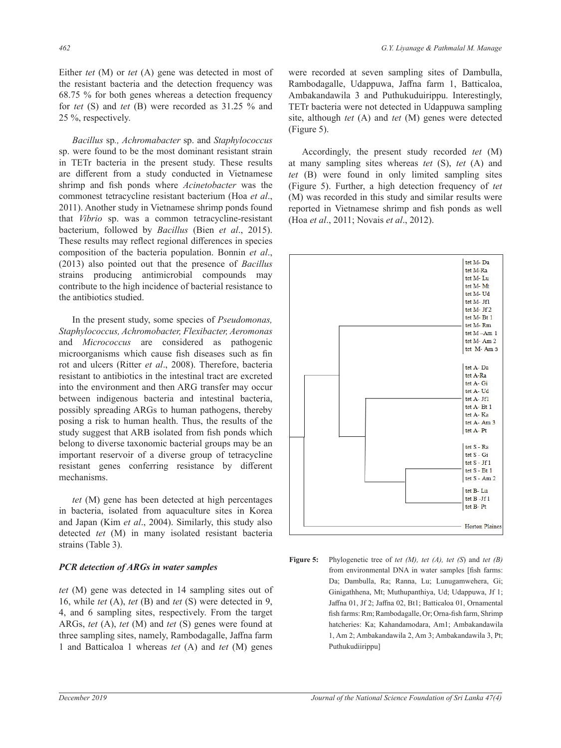Either *tet* (M) or *tet* (A) gene was detected in most of the resistant bacteria and the detection frequency was 68.75 % for both genes whereas a detection frequency for *tet* (S) and *tet* (B) were recorded as 31.25 % and 25 %, respectively.

*Bacillus* sp*., Achromabacter* sp. and *Staphylococcus* sp. were found to be the most dominant resistant strain in TETr bacteria in the present study. These results are different from a study conducted in Vietnamese shrimp and fish ponds where *Acinetobacter* was the commonest tetracycline resistant bacterium (Hoa *et al*., 2011). Another study in Vietnamese shrimp ponds found that *Vibrio* sp. was a common tetracycline-resistant bacterium, followed by *Bacillus* (Bien *et al*., 2015). These results may reflect regional differences in species composition of the bacteria population. Bonnin *et al*., (2013) also pointed out that the presence of *Bacillus* strains producing antimicrobial compounds may contribute to the high incidence of bacterial resistance to the antibiotics studied.

In the present study, some species of *Pseudomonas, Staphylococcus, Achromobacter, Flexibacter, Aeromonas* and *Micrococcus* are considered as pathogenic microorganisms which cause fish diseases such as fin rot and ulcers (Ritter *et al*., 2008). Therefore, bacteria resistant to antibiotics in the intestinal tract are excreted into the environment and then ARG transfer may occur between indigenous bacteria and intestinal bacteria, possibly spreading ARGs to human pathogens, thereby posing a risk to human health. Thus, the results of the study suggest that ARB isolated from fish ponds which belong to diverse taxonomic bacterial groups may be an important reservoir of a diverse group of tetracycline resistant genes conferring resistance by different mechanisms.

*tet* (M) gene has been detected at high percentages in bacteria, isolated from aquaculture sites in Korea and Japan (Kim *et al*., 2004). Similarly, this study also detected *tet* (M) in many isolated resistant bacteria strains (Table 3).

### *PCR detection of ARGs in water samples*

*tet* (M) gene was detected in 14 sampling sites out of 16, while *tet* (A), *tet* (B) and *tet* (S) were detected in 9, 4, and 6 sampling sites, respectively. From the target ARGs, *tet* (A), *tet* (M) and *tet* (S) genes were found at three sampling sites, namely, Rambodagalle, Jaffna farm 1 and Batticaloa 1 whereas *tet* (A) and *tet* (M) genes were recorded at seven sampling sites of Dambulla, Rambodagalle, Udappuwa, Jaffna farm 1, Batticaloa, Ambakandawila 3 and Puthukuduirippu. Interestingly, TETr bacteria were not detected in Udappuwa sampling site, although *tet* (A) and *tet* (M) genes were detected (Figure 5).

Accordingly, the present study recorded *tet* (M) at many sampling sites whereas *tet* (S), *tet* (A) and *tet* (B) were found in only limited sampling sites (Figure 5). Further, a high detection frequency of *tet* (M) was recorded in this study and similar results were reported in Vietnamese shrimp and fish ponds as well (Hoa *et al*., 2011; Novais *et al*., 2012).

tet M- Da, tet M-Ra, tet M- Lu, tet M- Mt, tet M- Ud, tet M- Jf1, tet M- Jf 2, tet M- Bt 1, tet M- Rm, tet M –Am 1, tet M- Am 2, tet M- Am 3, tet A- Da, tet A-Ra, tet A- Gi, tet A- Ud, tet A- Jf1, tet A- Bt 1, tet A- Ka, tet A- Am 3, tet A- Pt, tet S - Ra, tet S - Gi, tet S - Jf 1, tet S - Bt 1, tet S - Am 2, tet B- Lu, tet B -Jf 1, tet B- Pt, Horton Plaines

**Figure 5:** Phylogenetic tree of *tet (M), tet (A), tet (S*) and *tet (B)* from environmental DNA in water samples [fish farms: Da; Dambulla, Ra; Ranna, Lu; Lunugamwehera, Gi; Ginigathhena, Mt; Muthupanthiya, Ud; Udappuwa, Jf 1; Jaffna 01, Jf 2; Jaffna 02, Bt1; Batticaloa 01, Ornamental fish farms: Rm; Rambodagalle, Or; Orna-fish farm, Shrimp hatcheries: Ka; Kahandamodara, Am1; Ambakandawila 1, Am 2; Ambakandawila 2, Am 3; Ambakandawila 3, Pt; Puthukudiirippu]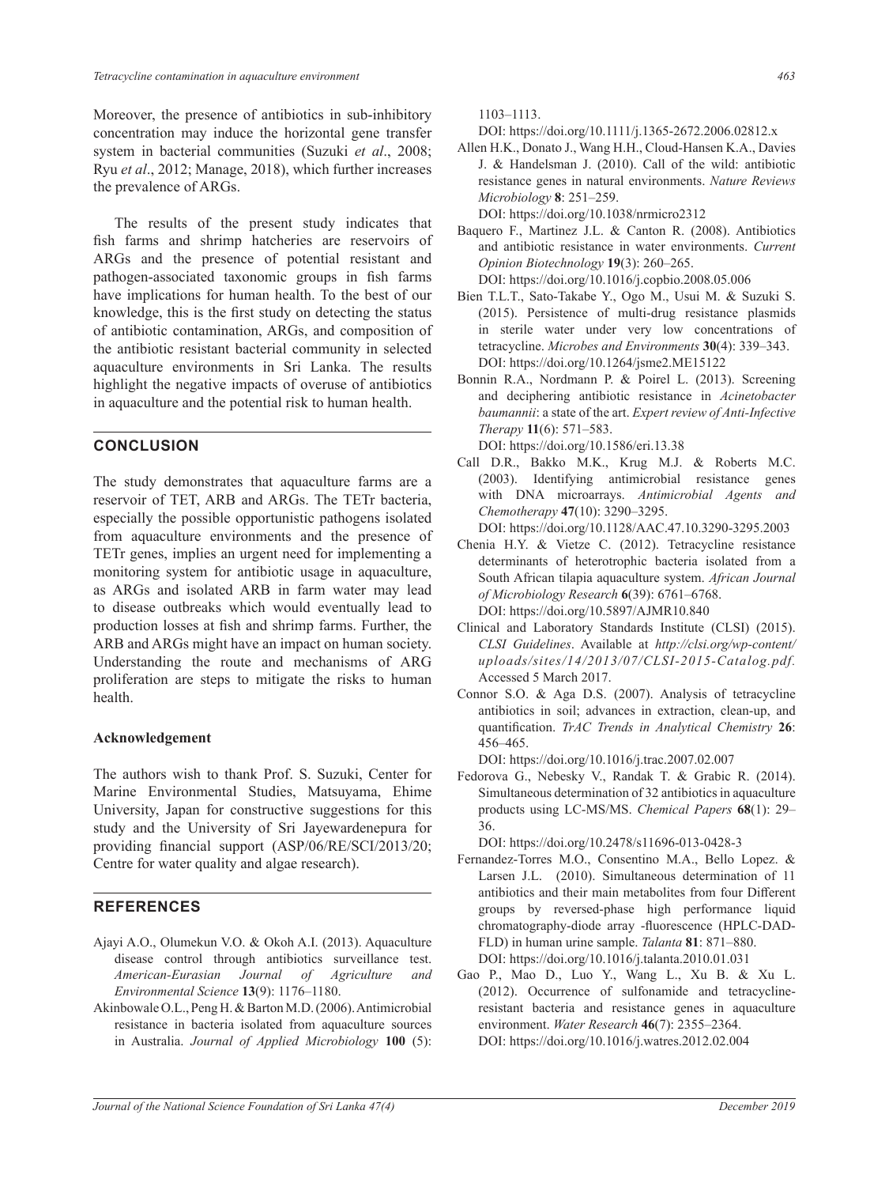Moreover, the presence of antibiotics in sub-inhibitory concentration may induce the horizontal gene transfer system in bacterial communities (Suzuki *et al*., 2008; Ryu *et al*., 2012; Manage, 2018), which further increases the prevalence of ARGs.

The results of the present study indicates that fish farms and shrimp hatcheries are reservoirs of ARGs and the presence of potential resistant and pathogen-associated taxonomic groups in fish farms have implications for human health. To the best of our knowledge, this is the first study on detecting the status of antibiotic contamination, ARGs, and composition of the antibiotic resistant bacterial community in selected aquaculture environments in Sri Lanka. The results highlight the negative impacts of overuse of antibiotics in aquaculture and the potential risk to human health.

## CONCLUSION

The study demonstrates that aquaculture farms are a reservoir of TET, ARB and ARGs. The TETr bacteria, especially the possible opportunistic pathogens isolated from aquaculture environments and the presence of TETr genes, implies an urgent need for implementing a monitoring system for antibiotic usage in aquaculture, as ARGs and isolated ARB in farm water may lead to disease outbreaks which would eventually lead to production losses at fish and shrimp farms. Further, the ARB and ARGs might have an impact on human society. Understanding the route and mechanisms of ARG proliferation are steps to mitigate the risks to human health.

### Acknowledgement

The authors wish to thank Prof. S. Suzuki, Center for Marine Environmental Studies, Matsuyama, Ehime University, Japan for constructive suggestions for this study and the University of Sri Jayewardenepura for providing financial support (ASP/06/RE/SCI/2013/20; Centre for water quality and algae research).

## REFERENCES

Ajayi A.O., Olumekun V.O. & Okoh A.I. (2013). Aquaculture disease control through antibiotics surveillance test. *American-Eurasian Journal of Agriculture and Environmental Science* **13**(9): 1176–1180.

Akinbowale O.L., Peng H. & Barton M.D. (2006). Antimicrobial resistance in bacteria isolated from aquaculture sources in Australia. *Journal of Applied Microbiology* **100** (5): 1103–1113.
DOI: https://doi.org/10.1111/j.1365-2672.2006.02812.x

Allen H.K., Donato J., Wang H.H., Cloud-Hansen K.A., Davies J. & Handelsman J. (2010). Call of the wild: antibiotic resistance genes in natural environments. *Nature Reviews Microbiology* **8**: 251–259.
DOI: https://doi.org/10.1038/nrmicro2312

Baquero F., Martinez J.L. & Canton R. (2008). Antibiotics and antibiotic resistance in water environments. *Current Opinion Biotechnology* **19**(3): 260–265.
DOI: https://doi.org/10.1016/j.copbio.2008.05.006

Bien T.L.T., Sato-Takabe Y., Ogo M., Usui M. & Suzuki S. (2015). Persistence of multi-drug resistance plasmids in sterile water under very low concentrations of tetracycline. *Microbes and Environments* **30**(4): 339–343.
DOI: https://doi.org/10.1264/jsme2.ME15122

Bonnin R.A., Nordmann P. & Poirel L. (2013). Screening and deciphering antibiotic resistance in *Acinetobacter baumannii*: a state of the art. *Expert review of Anti-Infective Therapy* **11**(6): 571–583.
DOI: https://doi.org/10.1586/eri.13.38

Call D.R., Bakko M.K., Krug M.J. & Roberts M.C. (2003). Identifying antimicrobial resistance genes with DNA microarrays. *Antimicrobial Agents and Chemotherapy* **47**(10): 3290–3295.
DOI: https://doi.org/10.1128/AAC.47.10.3290-3295.2003

Chenia H.Y. & Vietze C. (2012). Tetracycline resistance determinants of heterotrophic bacteria isolated from a South African tilapia aquaculture system. *African Journal of Microbiology Research* **6**(39): 6761–6768.
DOI: https://doi.org/10.5897/AJMR10.840

Clinical and Laboratory Standards Institute (CLSI) (2015). *CLSI Guidelines*. Available at *http://clsi.org/wp-content/uploads/sites/14/2013/07/CLSI-2015-Catalog.pdf.* Accessed 5 March 2017.

Connor S.O. & Aga D.S. (2007). Analysis of tetracycline antibiotics in soil; advances in extraction, clean-up, and quantification. *TrAC Trends in Analytical Chemistry* **26**: 456–465.
DOI: https://doi.org/10.1016/j.trac.2007.02.007

Fedorova G., Nebesky V., Randak T. & Grabic R. (2014). Simultaneous determination of 32 antibiotics in aquaculture products using LC-MS/MS. *Chemical Papers* **68**(1): 29–36.
DOI: https://doi.org/10.2478/s11696-013-0428-3

Fernandez-Torres M.O., Consentino M.A., Bello Lopez. & Larsen J.L. (2010). Simultaneous determination of 11 antibiotics and their main metabolites from four Different groups by reversed-phase high performance liquid chromatography-diode array -fluorescence (HPLC-DAD-FLD) in human urine sample. *Talanta* **81**: 871–880.
DOI: https://doi.org/10.1016/j.talanta.2010.01.031

Gao P., Mao D., Luo Y., Wang L., Xu B. & Xu L. (2012). Occurrence of sulfonamide and tetracycline-resistant bacteria and resistance genes in aquaculture environment. *Water Research* **46**(7): 2355–2364.
DOI: https://doi.org/10.1016/j.watres.2012.02.004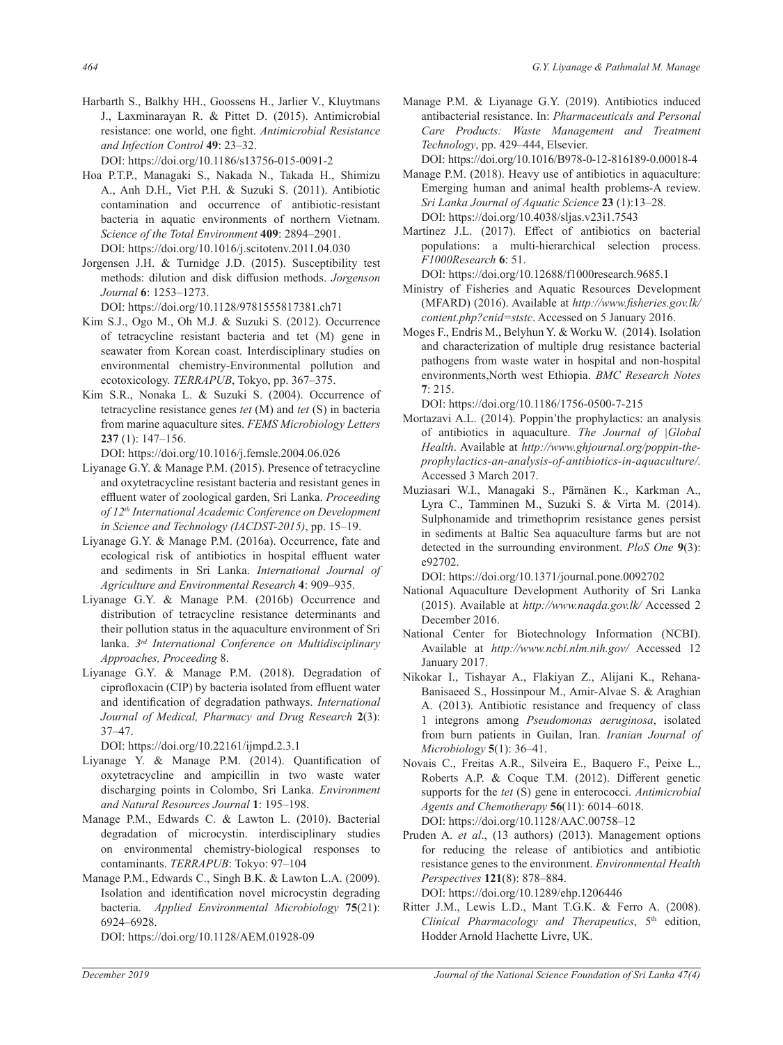Harbarth S., Balkhy HH., Goossens H., Jarlier V., Kluytmans J., Laxminarayan R. & Pittet D. (2015). Antimicrobial resistance: one world, one fight. *Antimicrobial Resistance and Infection Control* **49**: 23–32.
DOI: https://doi.org/10.1186/s13756-015-0091-2

Hoa P.T.P., Managaki S., Nakada N., Takada H., Shimizu A., Anh D.H., Viet P.H. & Suzuki S. (2011). Antibiotic contamination and occurrence of antibiotic-resistant bacteria in aquatic environments of northern Vietnam. *Science of the Total Environment* **409**: 2894–2901.
DOI: https://doi.org/10.1016/j.scitotenv.2011.04.030

Jorgensen J.H. & Turnidge J.D. (2015). Susceptibility test methods: dilution and disk diffusion methods. *Jorgenson Journal* **6**: 1253–1273.
DOI: https://doi.org/10.1128/9781555817381.ch71

Kim S.J., Ogo M., Oh M.J. & Suzuki S. (2012). Occurrence of tetracycline resistant bacteria and tet (M) gene in seawater from Korean coast. Interdisciplinary studies on environmental chemistry-Environmental pollution and ecotoxicology. *TERRAPUB*, Tokyo, pp. 367–375.

Kim S.R., Nonaka L. & Suzuki S. (2004). Occurrence of tetracycline resistance genes *tet* (M) and *tet* (S) in bacteria from marine aquaculture sites. *FEMS Microbiology Letters* **237** (1): 147–156.
DOI: https://doi.org/10.1016/j.femsle.2004.06.026

Liyanage G.Y. & Manage P.M. (2015). Presence of tetracycline and oxytetracycline resistant bacteria and resistant genes in effluent water of zoological garden, Sri Lanka. *Proceeding of 12th International Academic Conference on Development in Science and Technology (IACDST-2015)*, pp. 15–19.

Liyanage G.Y. & Manage P.M. (2016a). Occurrence, fate and ecological risk of antibiotics in hospital effluent water and sediments in Sri Lanka. *International Journal of Agriculture and Environmental Research* **4**: 909–935.

Liyanage G.Y. & Manage P.M. (2016b) Occurrence and distribution of tetracycline resistance determinants and their pollution status in the aquaculture environment of Sri lanka. *3rd International Conference on Multidisciplinary Approaches, Proceeding* 8.

Liyanage G.Y. & Manage P.M. (2018). Degradation of ciprofloxacin (CIP) by bacteria isolated from effluent water and identification of degradation pathways. *International Journal of Medical, Pharmacy and Drug Research* **2**(3): 37–47.
DOI: https://doi.org/10.22161/ijmpd.2.3.1

Liyanage Y. & Manage P.M. (2014). Quantification of oxytetracycline and ampicillin in two waste water discharging points in Colombo, Sri Lanka. *Environment and Natural Resources Journal* **1**: 195–198.

Manage P.M., Edwards C. & Lawton L. (2010). Bacterial degradation of microcystin. interdisciplinary studies on environmental chemistry-biological responses to contaminants. *TERRAPUB*: Tokyo: 97–104

Manage P.M., Edwards C., Singh B.K. & Lawton L.A. (2009). Isolation and identification novel microcystin degrading bacteria. *Applied Environmental Microbiology* **75**(21): 6924–6928.
DOI: https://doi.org/10.1128/AEM.01928-09

Manage P.M. & Liyanage G.Y. (2019). Antibiotics induced antibacterial resistance. In: *Pharmaceuticals and Personal Care Products: Waste Management and Treatment Technology*, pp. 429–444, Elsevier.
DOI: https://doi.org/10.1016/B978-0-12-816189-0.00018-4

Manage P.M. (2018). Heavy use of antibiotics in aquaculture: Emerging human and animal health problems-A review. *Sri Lanka Journal of Aquatic Science* **23** (1):13–28.
DOI: https://doi.org/10.4038/sljas.v23i1.7543

Martínez J.L. (2017). Effect of antibiotics on bacterial populations: a multi-hierarchical selection process. *F1000Research* **6**: 51.
DOI: https://doi.org/10.12688/f1000research.9685.1

Ministry of Fisheries and Aquatic Resources Development (MFARD) (2016). Available at *http://www.fisheries.gov.lk/content.php?cnid=ststc*. Accessed on 5 January 2016.

Moges F., Endris M., Belyhun Y. & Worku W. (2014). Isolation and characterization of multiple drug resistance bacterial pathogens from waste water in hospital and non-hospital environments,North west Ethiopia. *BMC Research Notes* **7**: 215.
DOI: https://doi.org/10.1186/1756-0500-7-215

Mortazavi A.L. (2014). Poppin'the prophylactics: an analysis of antibiotics in aquaculture. *The Journal of |Global Health*. Available at *http://www.ghjournal.org/poppin-the-prophylactics-an-analysis-of-antibiotics-in-aquaculture/.* Accessed 3 March 2017.

Muziasari W.I., Managaki S., Pärnänen K., Karkman A., Lyra C., Tamminen M., Suzuki S. & Virta M. (2014). Sulphonamide and trimethoprim resistance genes persist in sediments at Baltic Sea aquaculture farms but are not detected in the surrounding environment. *PloS One* **9**(3): e92702.
DOI: https://doi.org/10.1371/journal.pone.0092702

National Aquaculture Development Authority of Sri Lanka (2015). Available at *http://www.naqda.gov.lk/* Accessed 2 December 2016.

National Center for Biotechnology Information (NCBI). Available at *http://www.ncbi.nlm.nih.gov/* Accessed 12 January 2017.

Nikokar I., Tishayar A., Flakiyan Z., Alijani K., Rehana-Banisaeed S., Hossinpour M., Amir-Alvae S. & Araghian A. (2013). Antibiotic resistance and frequency of class 1 integrons among *Pseudomonas aeruginosa*, isolated from burn patients in Guilan, Iran. *Iranian Journal of Microbiology* **5**(1): 36–41.

Novais C., Freitas A.R., Silveira E., Baquero F., Peixe L., Roberts A.P. & Coque T.M. (2012). Different genetic supports for the *tet* (S) gene in enterococci. *Antimicrobial Agents and Chemotherapy* **56**(11): 6014–6018.
DOI: https://doi.org/10.1128/AAC.00758–12

Pruden A. *et al*., (13 authors) (2013). Management options for reducing the release of antibiotics and antibiotic resistance genes to the environment. *Environmental Health Perspectives* **121**(8): 878–884.
DOI: https://doi.org/10.1289/ehp.1206446

Ritter J.M., Lewis L.D., Mant T.G.K. & Ferro A. (2008). *Clinical Pharmacology and Therapeutics*, 5th edition, Hodder Arnold Hachette Livre, UK.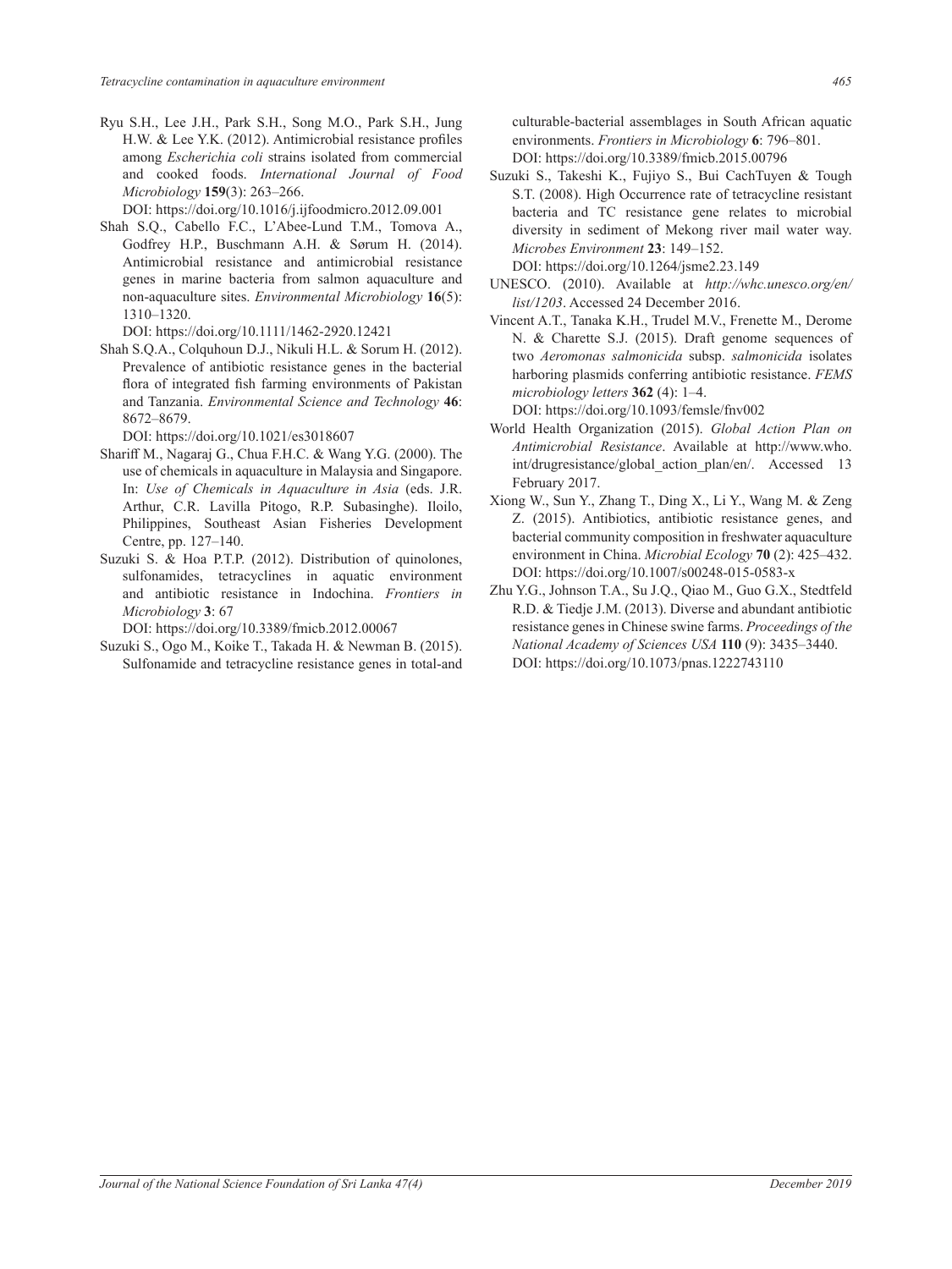Ryu S.H., Lee J.H., Park S.H., Song M.O., Park S.H., Jung H.W. & Lee Y.K. (2012). Antimicrobial resistance profiles among *Escherichia coli* strains isolated from commercial and cooked foods. *International Journal of Food Microbiology* **159**(3): 263–266.
DOI: https://doi.org/10.1016/j.ijfoodmicro.2012.09.001

Shah S.Q., Cabello F.C., L'Abee-Lund T.M., Tomova A., Godfrey H.P., Buschmann A.H. & Sørum H. (2014). Antimicrobial resistance and antimicrobial resistance genes in marine bacteria from salmon aquaculture and non-aquaculture sites. *Environmental Microbiology* **16**(5): 1310–1320.
DOI: https://doi.org/10.1111/1462-2920.12421

Shah S.Q.A., Colquhoun D.J., Nikuli H.L. & Sorum H. (2012). Prevalence of antibiotic resistance genes in the bacterial flora of integrated fish farming environments of Pakistan and Tanzania. *Environmental Science and Technology* **46**: 8672–8679.
DOI: https://doi.org/10.1021/es3018607

Shariff M., Nagaraj G., Chua F.H.C. & Wang Y.G. (2000). The use of chemicals in aquaculture in Malaysia and Singapore. In: *Use of Chemicals in Aquaculture in Asia* (eds. J.R. Arthur, C.R. Lavilla Pitogo, R.P. Subasinghe). Iloilo, Philippines, Southeast Asian Fisheries Development Centre, pp. 127–140.

Suzuki S. & Hoa P.T.P. (2012). Distribution of quinolones, sulfonamides, tetracyclines in aquatic environment and antibiotic resistance in Indochina. *Frontiers in Microbiology* **3**: 67
DOI: https://doi.org/10.3389/fmicb.2012.00067

Suzuki S., Ogo M., Koike T., Takada H. & Newman B. (2015). Sulfonamide and tetracycline resistance genes in total-and culturable-bacterial assemblages in South African aquatic environments. *Frontiers in Microbiology* **6**: 796–801.
DOI: https://doi.org/10.3389/fmicb.2015.00796

Suzuki S., Takeshi K., Fujiyo S., Bui CachTuyen & Tough S.T. (2008). High Occurrence rate of tetracycline resistant bacteria and TC resistance gene relates to microbial diversity in sediment of Mekong river mail water way. *Microbes Environment* **23**: 149–152.
DOI: https://doi.org/10.1264/jsme2.23.149

UNESCO. (2010). Available at *http://whc.unesco.org/en/list/1203*. Accessed 24 December 2016.

Vincent A.T., Tanaka K.H., Trudel M.V., Frenette M., Derome N. & Charette S.J. (2015). Draft genome sequences of two *Aeromonas salmonicida* subsp. *salmonicida* isolates harboring plasmids conferring antibiotic resistance. *FEMS microbiology letters* **362** (4): 1–4.
DOI: https://doi.org/10.1093/femsle/fnv002

World Health Organization (2015). *Global Action Plan on Antimicrobial Resistance*. Available at http://www.who.int/drugresistance/global_action_plan/en/. Accessed 13 February 2017.

Xiong W., Sun Y., Zhang T., Ding X., Li Y., Wang M. & Zeng Z. (2015). Antibiotics, antibiotic resistance genes, and bacterial community composition in freshwater aquaculture environment in China. *Microbial Ecology* **70** (2): 425–432.
DOI: https://doi.org/10.1007/s00248-015-0583-x

Zhu Y.G., Johnson T.A., Su J.Q., Qiao M., Guo G.X., Stedtfeld R.D. & Tiedje J.M. (2013). Diverse and abundant antibiotic resistance genes in Chinese swine farms. *Proceedings of the National Academy of Sciences USA* **110** (9): 3435–3440.
DOI: https://doi.org/10.1073/pnas.1222743110